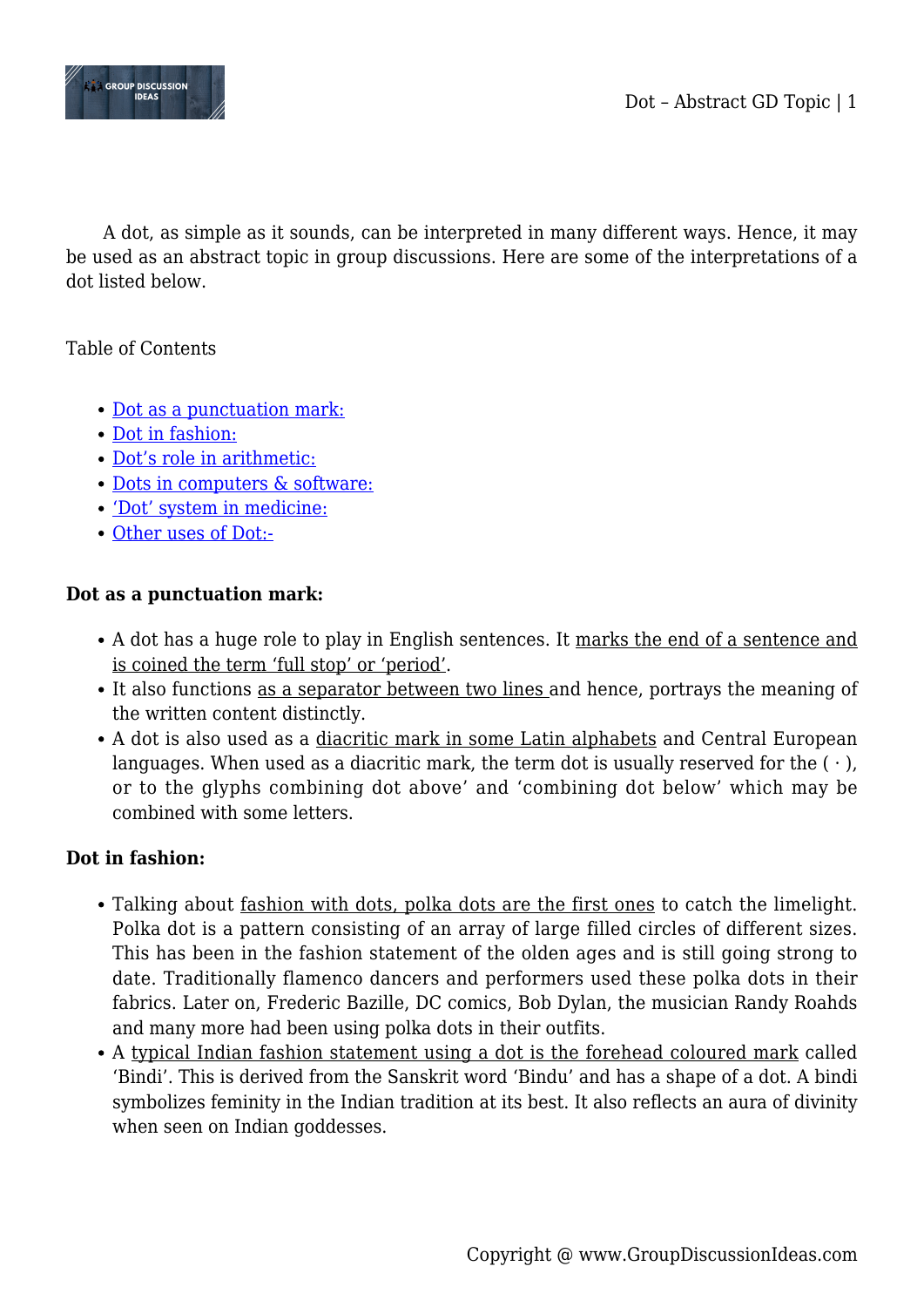A dot, as simple as it sounds, can be interpreted in many different ways. Hence, it may be used as an abstract topic in group discussions. Here are some of the interpretations of a dot listed below.

Table of Contents

- Dot as a punctuation mark:
- Dot in fashion:
- Dot's role in arithmetic:
- Dots in computers & software:
- 'Dot' system in medicine:
- Other uses of Dot:-

**Dot as a punctuation mark:**

- A dot has a huge role to play in English sentences. It marks the end of a sentence and is coined the term 'full stop' or 'period'.
- It also functions as a separator between two lines and hence, portrays the meaning of the written content distinctly.
- A dot is also used as a diacritic mark in some Latin alphabets and Central European languages. When used as a diacritic mark, the term dot is usually reserved for the ( · ), or to the glyphs combining dot above' and 'combining dot below' which may be combined with some letters.

**Dot in fashion:**

- Talking about fashion with dots, polka dots are the first ones to catch the limelight. Polka dot is a pattern consisting of an array of large filled circles of different sizes. This has been in the fashion statement of the olden ages and is still going strong to date. Traditionally flamenco dancers and performers used these polka dots in their fabrics. Later on, Frederic Bazille, DC comics, Bob Dylan, the musician Randy Roahds and many more had been using polka dots in their outfits.
- A typical Indian fashion statement using a dot is the forehead coloured mark called 'Bindi'. This is derived from the Sanskrit word 'Bindu' and has a shape of a dot. A bindi symbolizes feminity in the Indian tradition at its best. It also reflects an aura of divinity when seen on Indian goddesses.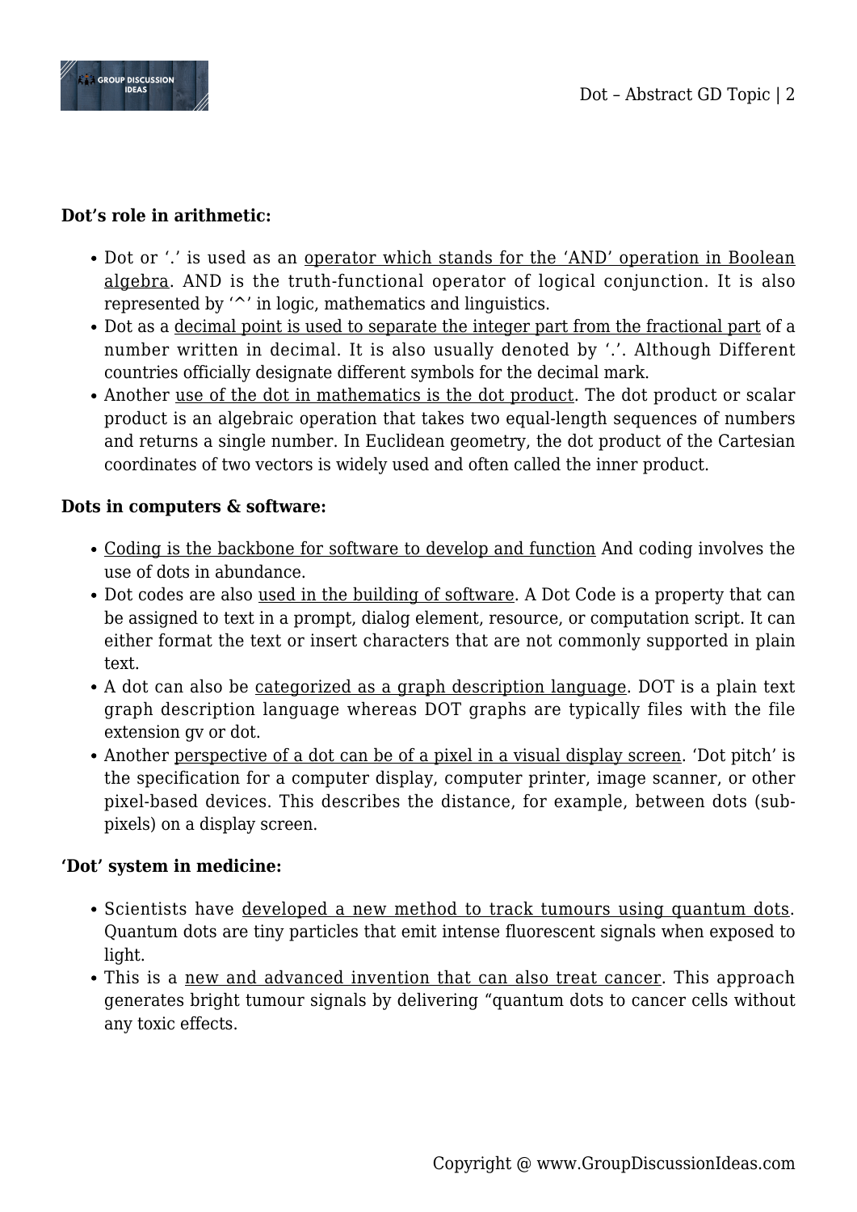**Dot's role in arithmetic:**

- Dot or '.' is used as an operator which stands for the 'AND' operation in Boolean algebra. AND is the truth-functional operator of logical conjunction. It is also represented by '^' in logic, mathematics and linguistics.
- Dot as a decimal point is used to separate the integer part from the fractional part of a number written in decimal. It is also usually denoted by '.'. Although Different countries officially designate different symbols for the decimal mark.
- Another use of the dot in mathematics is the dot product. The dot product or scalar product is an algebraic operation that takes two equal-length sequences of numbers and returns a single number. In Euclidean geometry, the dot product of the Cartesian coordinates of two vectors is widely used and often called the inner product.

**Dots in computers & software:**

- Coding is the backbone for software to develop and function And coding involves the use of dots in abundance.
- Dot codes are also used in the building of software. A Dot Code is a property that can be assigned to text in a prompt, dialog element, resource, or computation script. It can either format the text or insert characters that are not commonly supported in plain text.
- A dot can also be categorized as a graph description language. DOT is a plain text graph description language whereas DOT graphs are typically files with the file extension gv or dot.
- Another perspective of a dot can be of a pixel in a visual display screen. 'Dot pitch' is the specification for a computer display, computer printer, image scanner, or other pixel-based devices. This describes the distance, for example, between dots (sub-pixels) on a display screen.

**'Dot' system in medicine:**

- Scientists have developed a new method to track tumours using quantum dots. Quantum dots are tiny particles that emit intense fluorescent signals when exposed to light.
- This is a new and advanced invention that can also treat cancer. This approach generates bright tumour signals by delivering "quantum dots to cancer cells without any toxic effects.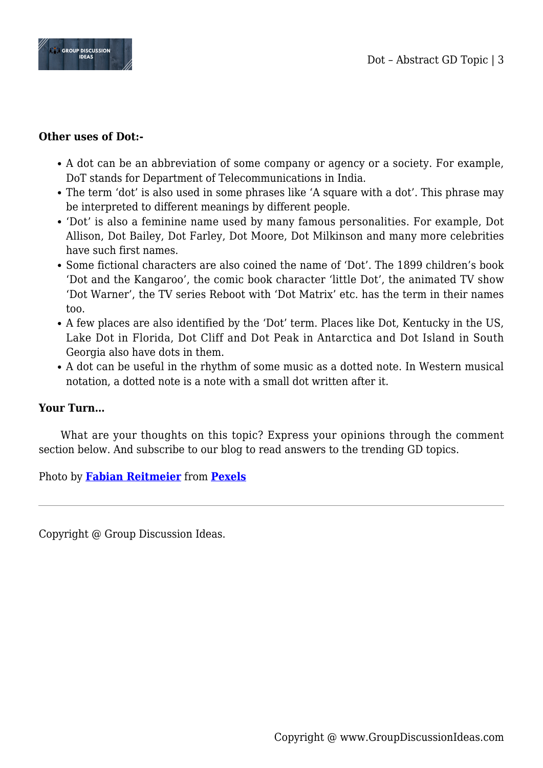**Other uses of Dot:-**

- A dot can be an abbreviation of some company or agency or a society. For example, DoT stands for Department of Telecommunications in India.
- The term 'dot' is also used in some phrases like 'A square with a dot'. This phrase may be interpreted to different meanings by different people.
- 'Dot' is also a feminine name used by many famous personalities. For example, Dot Allison, Dot Bailey, Dot Farley, Dot Moore, Dot Milkinson and many more celebrities have such first names.
- Some fictional characters are also coined the name of 'Dot'. The 1899 children's book 'Dot and the Kangaroo', the comic book character 'little Dot', the animated TV show 'Dot Warner', the TV series Reboot with 'Dot Matrix' etc. has the term in their names too.
- A few places are also identified by the 'Dot' term. Places like Dot, Kentucky in the US, Lake Dot in Florida, Dot Cliff and Dot Peak in Antarctica and Dot Island in South Georgia also have dots in them.
- A dot can be useful in the rhythm of some music as a dotted note. In Western musical notation, a dotted note is a note with a small dot written after it.

**Your Turn…**

What are your thoughts on this topic? Express your opinions through the comment section below. And subscribe to our blog to read answers to the trending GD topics.

Photo by **Fabian Reitmeier** from **Pexels**

---

Copyright @ Group Discussion Ideas.